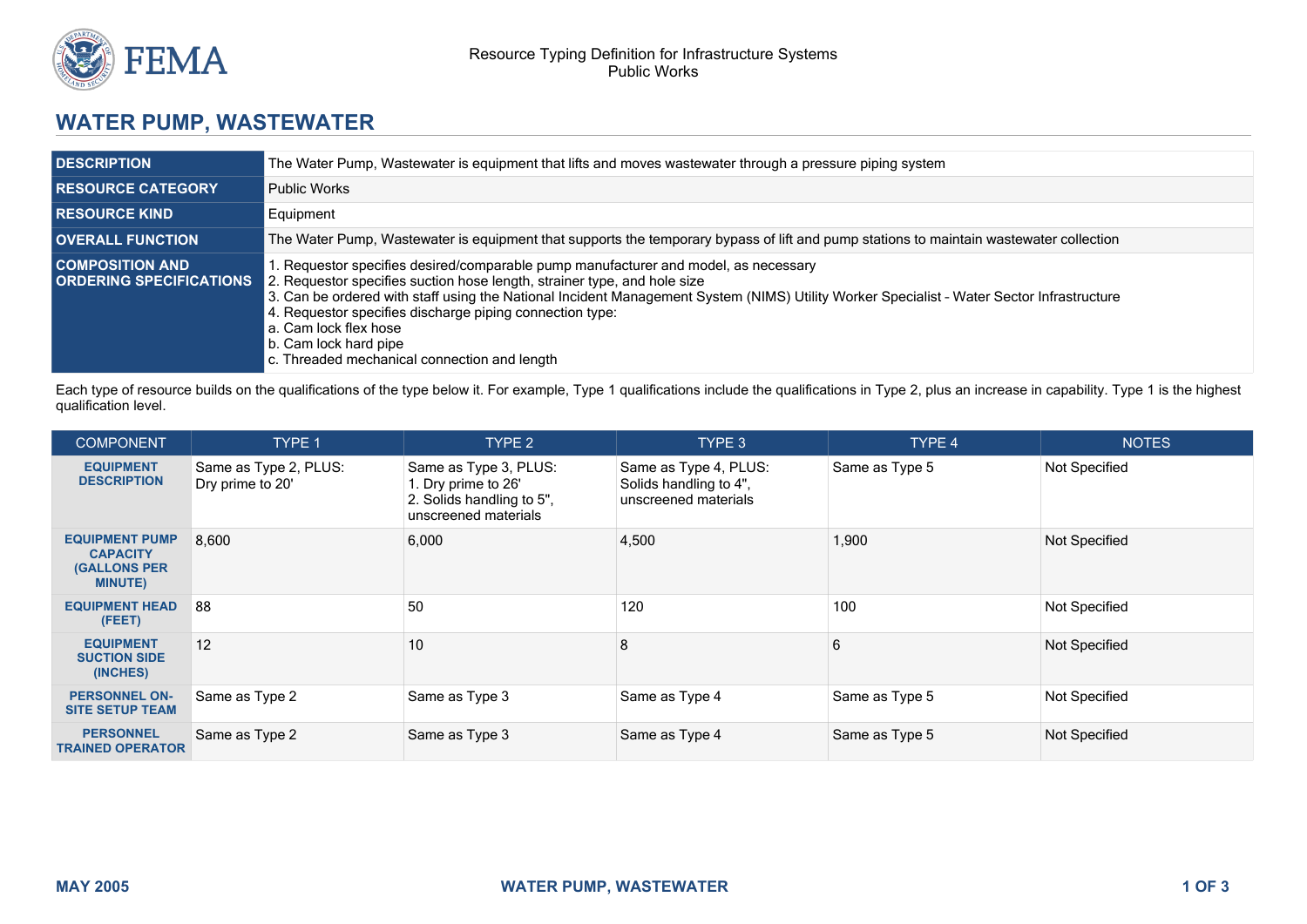Resource Typing Definition for Infrastructure Systems
Public Works

# WATER PUMP, WASTEWATER

| | |
|---|---|
| **DESCRIPTION** | The Water Pump, Wastewater is equipment that lifts and moves wastewater through a pressure piping system |
| **RESOURCE CATEGORY** | Public Works |
| **RESOURCE KIND** | Equipment |
| **OVERALL FUNCTION** | The Water Pump, Wastewater is equipment that supports the temporary bypass of lift and pump stations to maintain wastewater collection |
| **COMPOSITION AND ORDERING SPECIFICATIONS** | 1. Requestor specifies desired/comparable pump manufacturer and model, as necessary<br>2. Requestor specifies suction hose length, strainer type, and hole size<br>3. Can be ordered with staff using the National Incident Management System (NIMS) Utility Worker Specialist - Water Sector Infrastructure<br>4. Requestor specifies discharge piping connection type:<br>a. Cam lock flex hose<br>b. Cam lock hard pipe<br>c. Threaded mechanical connection and length |

Each type of resource builds on the qualifications of the type below it. For example, Type 1 qualifications include the qualifications in Type 2, plus an increase in capability. Type 1 is the highest qualification level.

| COMPONENT | TYPE 1 | TYPE 2 | TYPE 3 | TYPE 4 | NOTES |
|---|---|---|---|---|---|
| **EQUIPMENT DESCRIPTION** | Same as Type 2, PLUS:<br>Dry prime to 20' | Same as Type 3, PLUS:<br>1. Dry prime to 26'<br>2. Solids handling to 5", unscreened materials | Same as Type 4, PLUS:<br>Solids handling to 4", unscreened materials | Same as Type 5 | Not Specified |
| **EQUIPMENT PUMP CAPACITY (GALLONS PER MINUTE)** | 8,600 | 6,000 | 4,500 | 1,900 | Not Specified |
| **EQUIPMENT HEAD (FEET)** | 88 | 50 | 120 | 100 | Not Specified |
| **EQUIPMENT SUCTION SIDE (INCHES)** | 12 | 10 | 8 | 6 | Not Specified |
| **PERSONNEL ON-SITE SETUP TEAM** | Same as Type 2 | Same as Type 3 | Same as Type 4 | Same as Type 5 | Not Specified |
| **PERSONNEL TRAINED OPERATOR** | Same as Type 2 | Same as Type 3 | Same as Type 4 | Same as Type 5 | Not Specified |

MAY 2005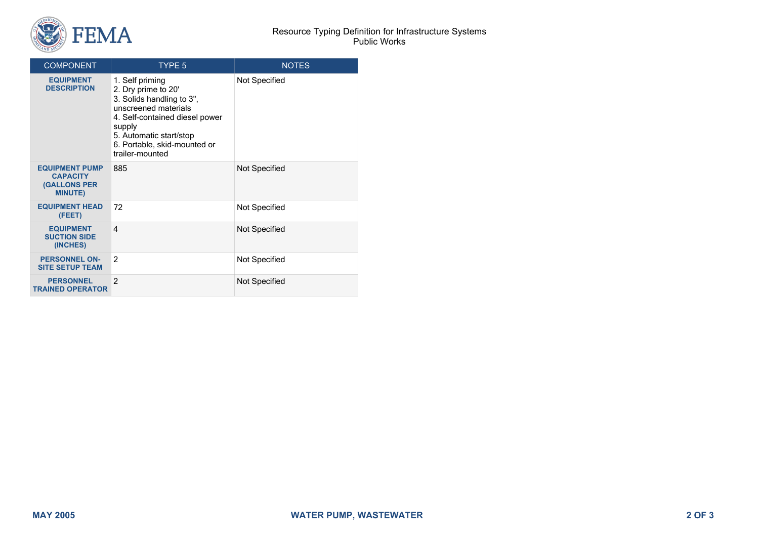| COMPONENT | TYPE 5 | NOTES |
| --- | --- | --- |
| **EQUIPMENT DESCRIPTION** | 1. Self priming<br>2. Dry prime to 20'<br>3. Solids handling to 3", unscreened materials<br>4. Self-contained diesel power supply<br>5. Automatic start/stop<br>6. Portable, skid-mounted or trailer-mounted | Not Specified |
| **EQUIPMENT PUMP CAPACITY (GALLONS PER MINUTE)** | 885 | Not Specified |
| **EQUIPMENT HEAD (FEET)** | 72 | Not Specified |
| **EQUIPMENT SUCTION SIDE (INCHES)** | 4 | Not Specified |
| **PERSONNEL ON-SITE SETUP TEAM** | 2 | Not Specified |
| **PERSONNEL TRAINED OPERATOR** | 2 | Not Specified |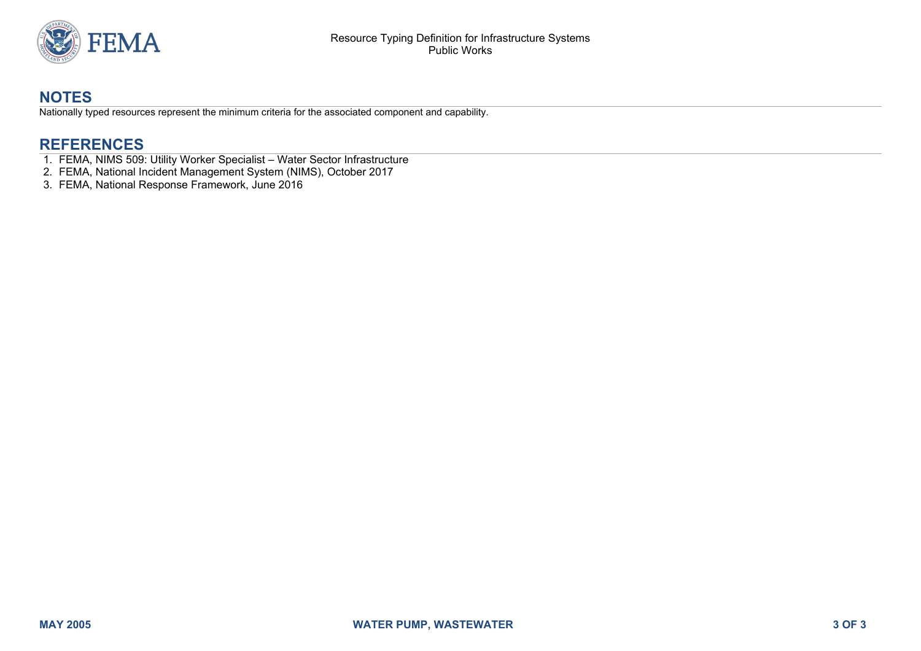## NOTES

Nationally typed resources represent the minimum criteria for the associated component and capability.

## REFERENCES

1. FEMA, NIMS 509: Utility Worker Specialist – Water Sector Infrastructure
2. FEMA, National Incident Management System (NIMS), October 2017
3. FEMA, National Response Framework, June 2016